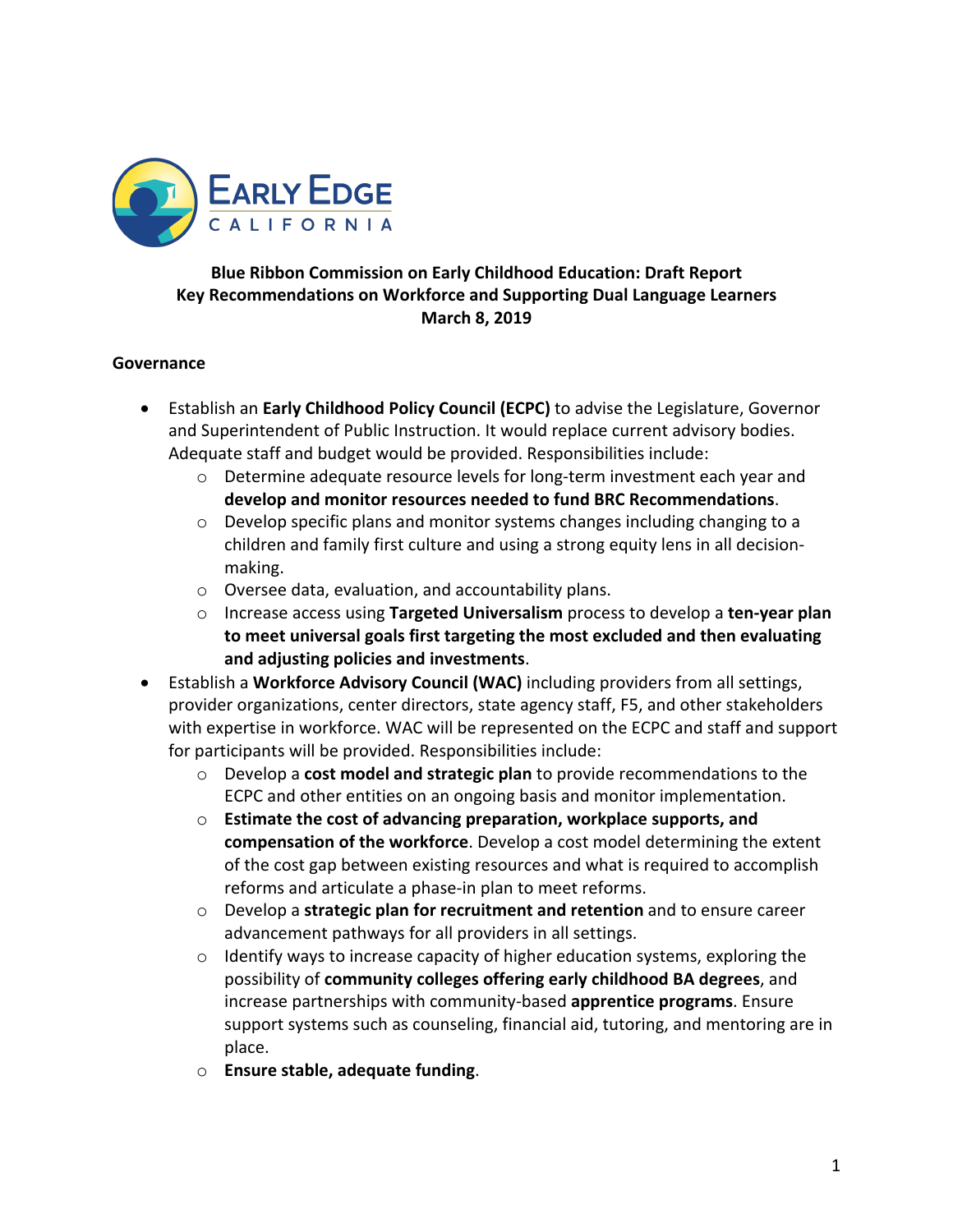**Blue Ribbon Commission on Early Childhood Education: Draft Report**
**Key Recommendations on Workforce and Supporting Dual Language Learners**
**March 8, 2019**

**Governance**

- Establish an **Early Childhood Policy Council (ECPC)** to advise the Legislature, Governor and Superintendent of Public Instruction. It would replace current advisory bodies. Adequate staff and budget would be provided. Responsibilities include:
    - Determine adequate resource levels for long-term investment each year and **develop and monitor resources needed to fund BRC Recommendations**.
    - Develop specific plans and monitor systems changes including changing to a children and family first culture and using a strong equity lens in all decision-making.
    - Oversee data, evaluation, and accountability plans.
    - Increase access using **Targeted Universalism** process to develop a **ten-year plan to meet universal goals first targeting the most excluded and then evaluating and adjusting policies and investments**.
- Establish a **Workforce Advisory Council (WAC)** including providers from all settings, provider organizations, center directors, state agency staff, F5, and other stakeholders with expertise in workforce. WAC will be represented on the ECPC and staff and support for participants will be provided. Responsibilities include:
    - Develop a **cost model and strategic plan** to provide recommendations to the ECPC and other entities on an ongoing basis and monitor implementation.
    - **Estimate the cost of advancing preparation, workplace supports, and compensation of the workforce**. Develop a cost model determining the extent of the cost gap between existing resources and what is required to accomplish reforms and articulate a phase-in plan to meet reforms.
    - Develop a **strategic plan for recruitment and retention** and to ensure career advancement pathways for all providers in all settings.
    - Identify ways to increase capacity of higher education systems, exploring the possibility of **community colleges offering early childhood BA degrees**, and increase partnerships with community-based **apprentice programs**. Ensure support systems such as counseling, financial aid, tutoring, and mentoring are in place.
    - **Ensure stable, adequate funding**.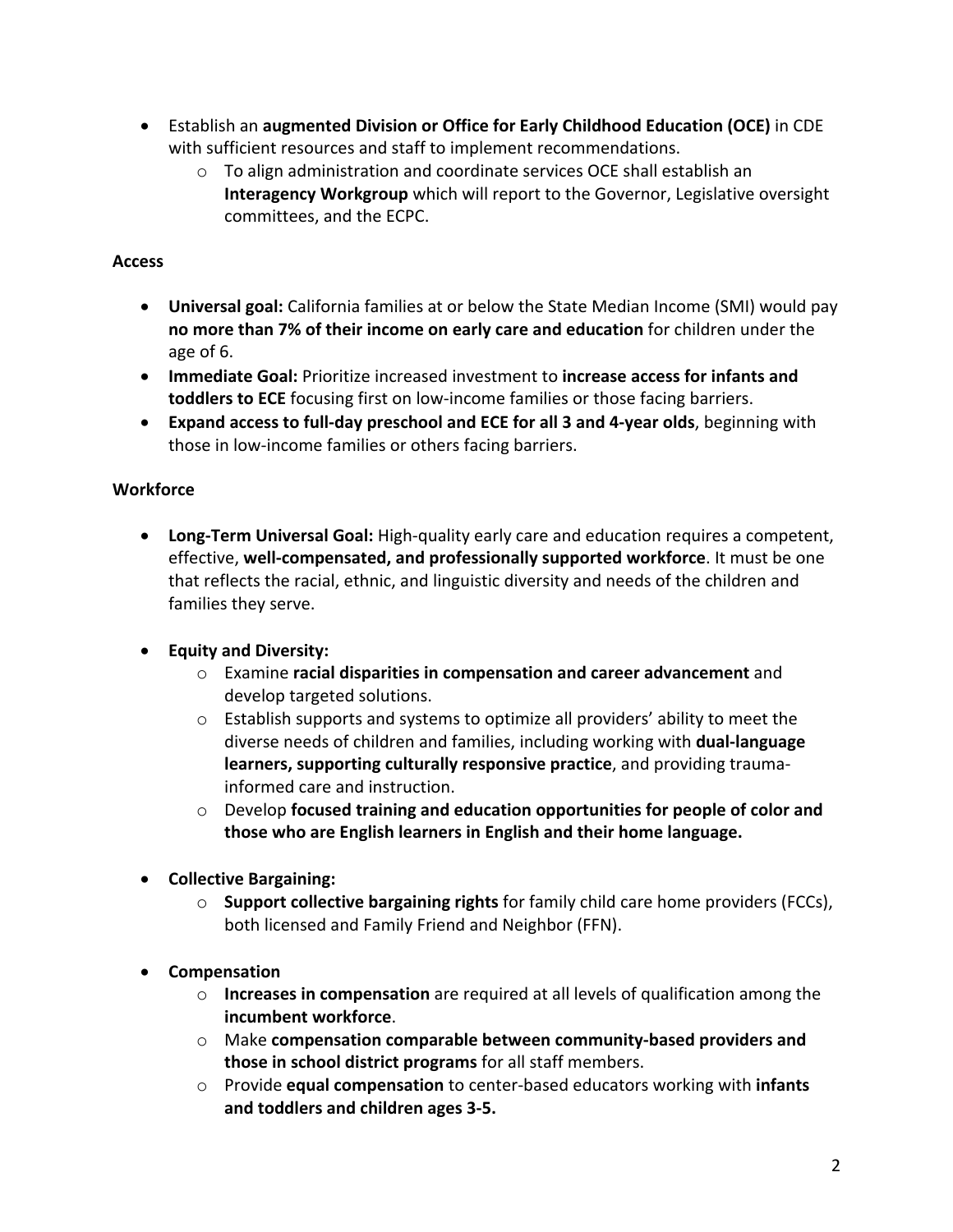- Establish an **augmented Division or Office for Early Childhood Education (OCE)** in CDE with sufficient resources and staff to implement recommendations.
    - To align administration and coordinate services OCE shall establish an **Interagency Workgroup** which will report to the Governor, Legislative oversight committees, and the ECPC.

**Access**

- **Universal goal:** California families at or below the State Median Income (SMI) would pay **no more than 7% of their income on early care and education** for children under the age of 6.
- **Immediate Goal:** Prioritize increased investment to **increase access for infants and toddlers to ECE** focusing first on low-income families or those facing barriers.
- **Expand access to full-day preschool and ECE for all 3 and 4-year olds**, beginning with those in low-income families or others facing barriers.

**Workforce**

- **Long-Term Universal Goal:** High-quality early care and education requires a competent, effective, **well-compensated, and professionally supported workforce**. It must be one that reflects the racial, ethnic, and linguistic diversity and needs of the children and families they serve.

- **Equity and Diversity:**
    - Examine **racial disparities in compensation and career advancement** and develop targeted solutions.
    - Establish supports and systems to optimize all providers' ability to meet the diverse needs of children and families, including working with **dual-language learners, supporting culturally responsive practice**, and providing trauma-informed care and instruction.
    - Develop **focused training and education opportunities for people of color and those who are English learners in English and their home language.**

- **Collective Bargaining:**
    - **Support collective bargaining rights** for family child care home providers (FCCs), both licensed and Family Friend and Neighbor (FFN).

- **Compensation**
    - **Increases in compensation** are required at all levels of qualification among the **incumbent workforce**.
    - Make **compensation comparable between community-based providers and those in school district programs** for all staff members.
    - Provide **equal compensation** to center-based educators working with **infants and toddlers and children ages 3-5.**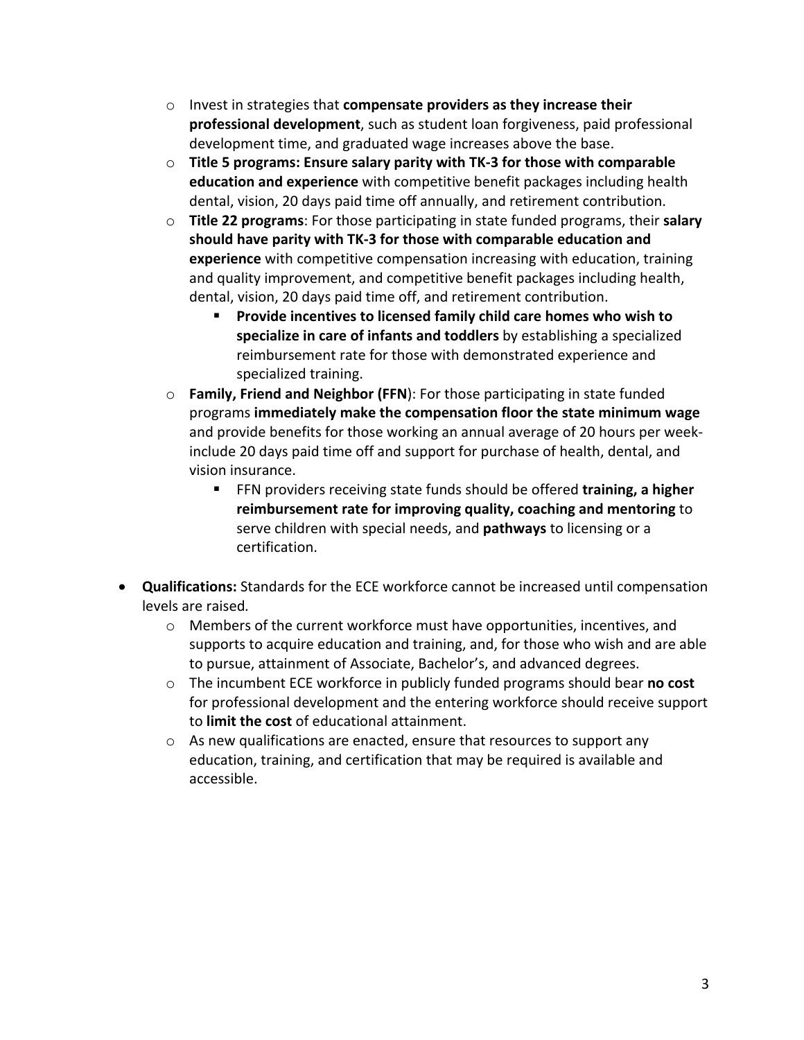- Invest in strategies that **compensate providers as they increase their professional development**, such as student loan forgiveness, paid professional development time, and graduated wage increases above the base.
  - **Title 5 programs: Ensure salary parity with TK-3 for those with comparable education and experience** with competitive benefit packages including health dental, vision, 20 days paid time off annually, and retirement contribution.
  - **Title 22 programs**: For those participating in state funded programs, their **salary should have parity with TK-3 for those with comparable education and experience** with competitive compensation increasing with education, training and quality improvement, and competitive benefit packages including health, dental, vision, 20 days paid time off, and retirement contribution.
    - **Provide incentives to licensed family child care homes who wish to specialize in care of infants and toddlers** by establishing a specialized reimbursement rate for those with demonstrated experience and specialized training.
  - **Family, Friend and Neighbor (FFN)**: For those participating in state funded programs **immediately make the compensation floor the state minimum wage** and provide benefits for those working an annual average of 20 hours per week- include 20 days paid time off and support for purchase of health, dental, and vision insurance.
    - FFN providers receiving state funds should be offered **training, a higher reimbursement rate for improving quality, coaching and mentoring** to serve children with special needs, and **pathways** to licensing or a certification.

- **Qualifications:** Standards for the ECE workforce cannot be increased until compensation levels are raised.
  - Members of the current workforce must have opportunities, incentives, and supports to acquire education and training, and, for those who wish and are able to pursue, attainment of Associate, Bachelor's, and advanced degrees.
  - The incumbent ECE workforce in publicly funded programs should bear **no cost** for professional development and the entering workforce should receive support to **limit the cost** of educational attainment.
  - As new qualifications are enacted, ensure that resources to support any education, training, and certification that may be required is available and accessible.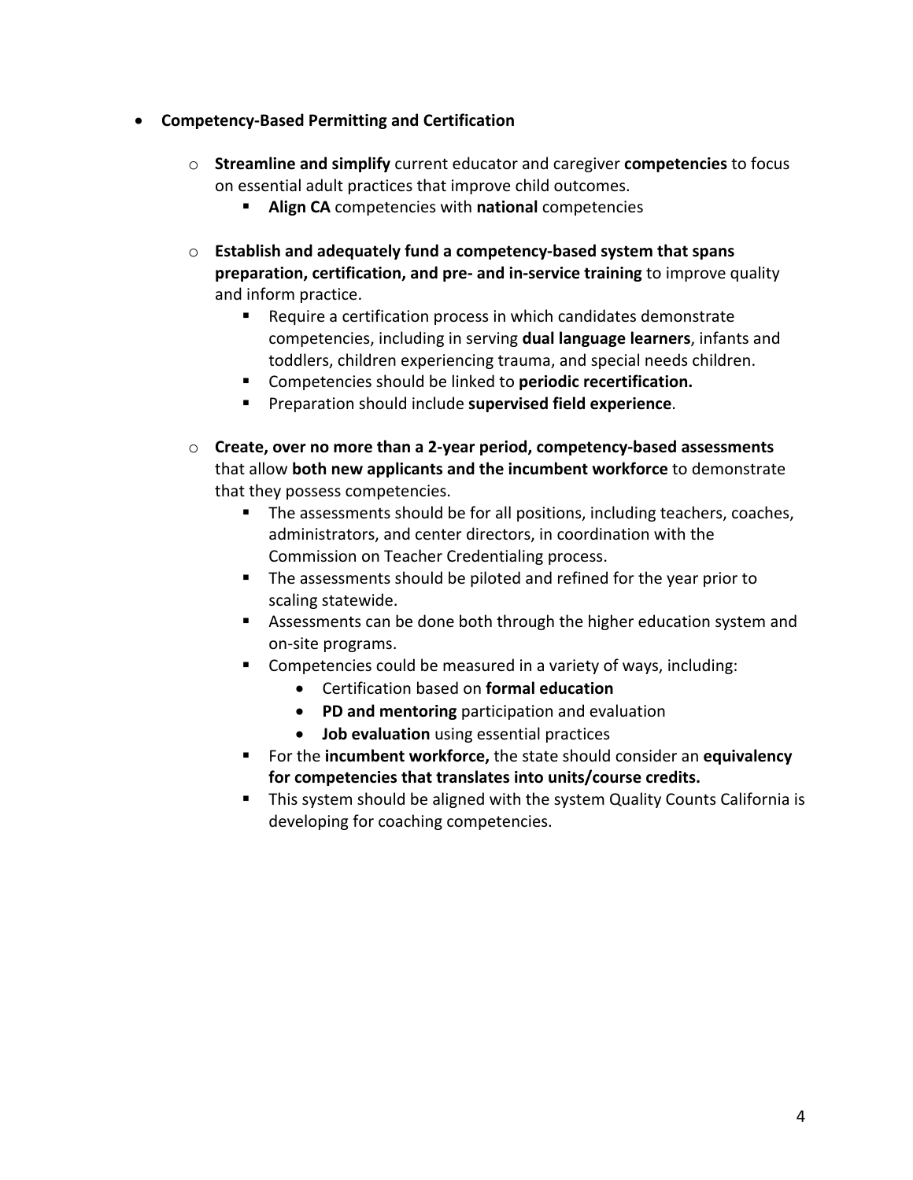- **Competency-Based Permitting and Certification**
  - **Streamline and simplify** current educator and caregiver **competencies** to focus on essential adult practices that improve child outcomes.
    - **Align CA** competencies with **national** competencies
  - **Establish and adequately fund a competency-based system that spans preparation, certification, and pre- and in-service training** to improve quality and inform practice.
    - Require a certification process in which candidates demonstrate competencies, including in serving **dual language learners**, infants and toddlers, children experiencing trauma, and special needs children.
    - Competencies should be linked to **periodic recertification.**
    - Preparation should include **supervised field experience**.
  - **Create, over no more than a 2-year period, competency-based assessments** that allow **both new applicants and the incumbent workforce** to demonstrate that they possess competencies.
    - The assessments should be for all positions, including teachers, coaches, administrators, and center directors, in coordination with the Commission on Teacher Credentialing process.
    - The assessments should be piloted and refined for the year prior to scaling statewide.
    - Assessments can be done both through the higher education system and on-site programs.
    - Competencies could be measured in a variety of ways, including:
      - Certification based on **formal education**
      - **PD and mentoring** participation and evaluation
      - **Job evaluation** using essential practices
    - For the **incumbent workforce,** the state should consider an **equivalency for competencies that translates into units/course credits.**
    - This system should be aligned with the system Quality Counts California is developing for coaching competencies.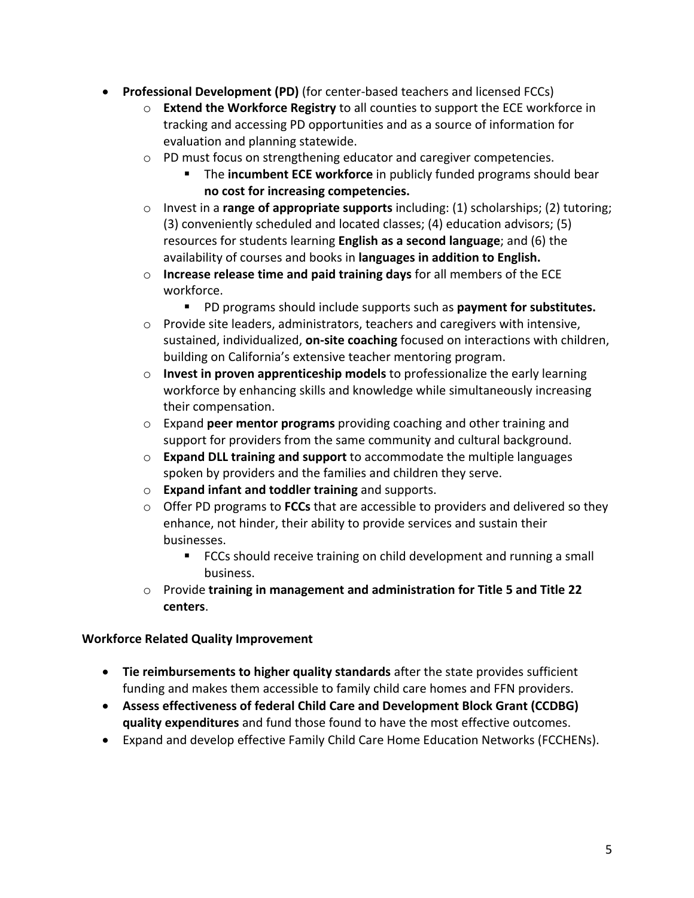- **Professional Development (PD)** (for center-based teachers and licensed FCCs)
  - **Extend the Workforce Registry** to all counties to support the ECE workforce in tracking and accessing PD opportunities and as a source of information for evaluation and planning statewide.
  - PD must focus on strengthening educator and caregiver competencies.
    - The **incumbent ECE workforce** in publicly funded programs should bear **no cost for increasing competencies.**
  - Invest in a **range of appropriate supports** including: (1) scholarships; (2) tutoring; (3) conveniently scheduled and located classes; (4) education advisors; (5) resources for students learning **English as a second language**; and (6) the availability of courses and books in **languages in addition to English.**
  - **Increase release time and paid training days** for all members of the ECE workforce.
    - PD programs should include supports such as **payment for substitutes.**
  - Provide site leaders, administrators, teachers and caregivers with intensive, sustained, individualized, **on-site coaching** focused on interactions with children, building on California's extensive teacher mentoring program.
  - **Invest in proven apprenticeship models** to professionalize the early learning workforce by enhancing skills and knowledge while simultaneously increasing their compensation.
  - Expand **peer mentor programs** providing coaching and other training and support for providers from the same community and cultural background.
  - **Expand DLL training and support** to accommodate the multiple languages spoken by providers and the families and children they serve.
  - **Expand infant and toddler training** and supports.
  - Offer PD programs to **FCCs** that are accessible to providers and delivered so they enhance, not hinder, their ability to provide services and sustain their businesses.
    - FCCs should receive training on child development and running a small business.
  - Provide **training in management and administration for Title 5 and Title 22 centers**.

**Workforce Related Quality Improvement**

- **Tie reimbursements to higher quality standards** after the state provides sufficient funding and makes them accessible to family child care homes and FFN providers.
- **Assess effectiveness of federal Child Care and Development Block Grant (CCDBG) quality expenditures** and fund those found to have the most effective outcomes.
- Expand and develop effective Family Child Care Home Education Networks (FCCHENs).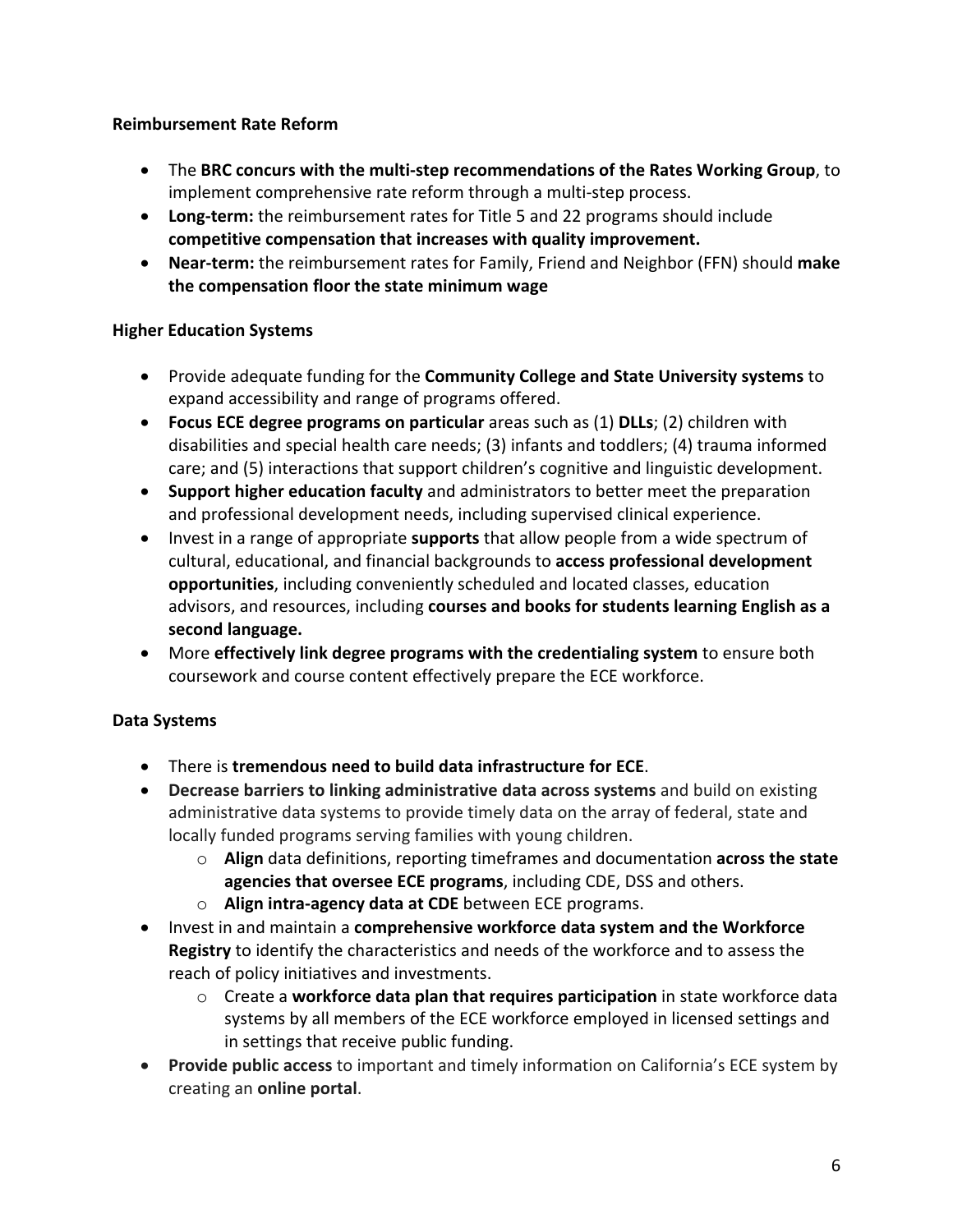**Reimbursement Rate Reform**

- The **BRC concurs with the multi-step recommendations of the Rates Working Group**, to implement comprehensive rate reform through a multi-step process.
- **Long-term:** the reimbursement rates for Title 5 and 22 programs should include **competitive compensation that increases with quality improvement.**
- **Near-term:** the reimbursement rates for Family, Friend and Neighbor (FFN) should **make the compensation floor the state minimum wage**

**Higher Education Systems**

- Provide adequate funding for the **Community College and State University systems** to expand accessibility and range of programs offered.
- **Focus ECE degree programs on particular** areas such as (1) **DLLs**; (2) children with disabilities and special health care needs; (3) infants and toddlers; (4) trauma informed care; and (5) interactions that support children's cognitive and linguistic development.
- **Support higher education faculty** and administrators to better meet the preparation and professional development needs, including supervised clinical experience.
- Invest in a range of appropriate **supports** that allow people from a wide spectrum of cultural, educational, and financial backgrounds to **access professional development opportunities**, including conveniently scheduled and located classes, education advisors, and resources, including **courses and books for students learning English as a second language.**
- More **effectively link degree programs with the credentialing system** to ensure both coursework and course content effectively prepare the ECE workforce.

**Data Systems**

- There is **tremendous need to build data infrastructure for ECE**.
- **Decrease barriers to linking administrative data across systems** and build on existing administrative data systems to provide timely data on the array of federal, state and locally funded programs serving families with young children.
  - **Align** data definitions, reporting timeframes and documentation **across the state agencies that oversee ECE programs**, including CDE, DSS and others.
  - **Align intra-agency data at CDE** between ECE programs.
- Invest in and maintain a **comprehensive workforce data system and the Workforce Registry** to identify the characteristics and needs of the workforce and to assess the reach of policy initiatives and investments.
  - Create a **workforce data plan that requires participation** in state workforce data systems by all members of the ECE workforce employed in licensed settings and in settings that receive public funding.
- **Provide public access** to important and timely information on California's ECE system by creating an **online portal**.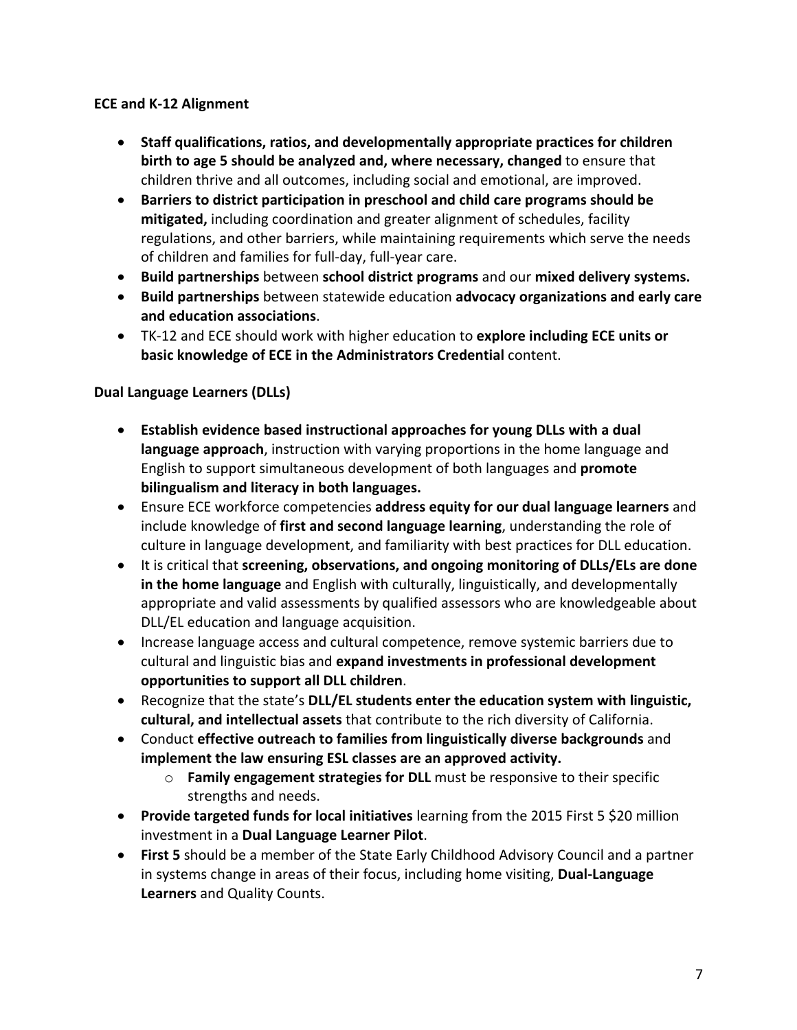**ECE and K-12 Alignment**

- **Staff qualifications, ratios, and developmentally appropriate practices for children birth to age 5 should be analyzed and, where necessary, changed** to ensure that children thrive and all outcomes, including social and emotional, are improved.
- **Barriers to district participation in preschool and child care programs should be mitigated,** including coordination and greater alignment of schedules, facility regulations, and other barriers, while maintaining requirements which serve the needs of children and families for full-day, full-year care.
- **Build partnerships** between **school district programs** and our **mixed delivery systems.**
- **Build partnerships** between statewide education **advocacy organizations and early care and education associations**.
- TK-12 and ECE should work with higher education to **explore including ECE units or basic knowledge of ECE in the Administrators Credential** content.

**Dual Language Learners (DLLs)**

- **Establish evidence based instructional approaches for young DLLs with a dual language approach**, instruction with varying proportions in the home language and English to support simultaneous development of both languages and **promote bilingualism and literacy in both languages.**
- Ensure ECE workforce competencies **address equity for our dual language learners** and include knowledge of **first and second language learning**, understanding the role of culture in language development, and familiarity with best practices for DLL education.
- It is critical that **screening, observations, and ongoing monitoring of DLLs/ELs are done in the home language** and English with culturally, linguistically, and developmentally appropriate and valid assessments by qualified assessors who are knowledgeable about DLL/EL education and language acquisition.
- Increase language access and cultural competence, remove systemic barriers due to cultural and linguistic bias and **expand investments in professional development opportunities to support all DLL children**.
- Recognize that the state's **DLL/EL students enter the education system with linguistic, cultural, and intellectual assets** that contribute to the rich diversity of California.
- Conduct **effective outreach to families from linguistically diverse backgrounds** and **implement the law ensuring ESL classes are an approved activity.**
  - **Family engagement strategies for DLL** must be responsive to their specific strengths and needs.
- **Provide targeted funds for local initiatives** learning from the 2015 First 5 $20 million investment in a **Dual Language Learner Pilot**.
- **First 5** should be a member of the State Early Childhood Advisory Council and a partner in systems change in areas of their focus, including home visiting, **Dual-Language Learners** and Quality Counts.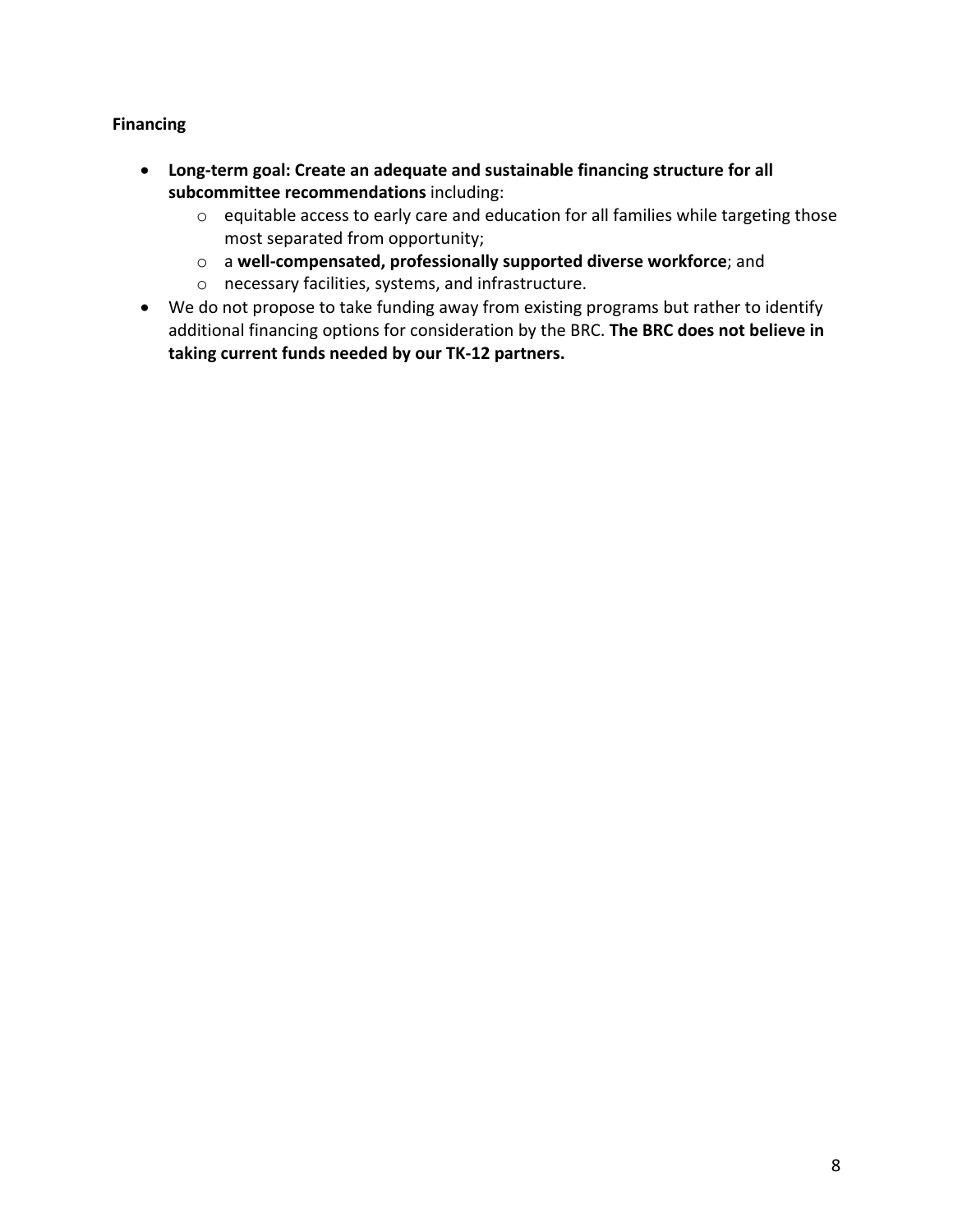**Financing**

- **Long-term goal: Create an adequate and sustainable financing structure for all subcommittee recommendations** including:
  - equitable access to early care and education for all families while targeting those most separated from opportunity;
  - a **well-compensated, professionally supported diverse workforce**; and
  - necessary facilities, systems, and infrastructure.
- We do not propose to take funding away from existing programs but rather to identify additional financing options for consideration by the BRC. **The BRC does not believe in taking current funds needed by our TK-12 partners.**